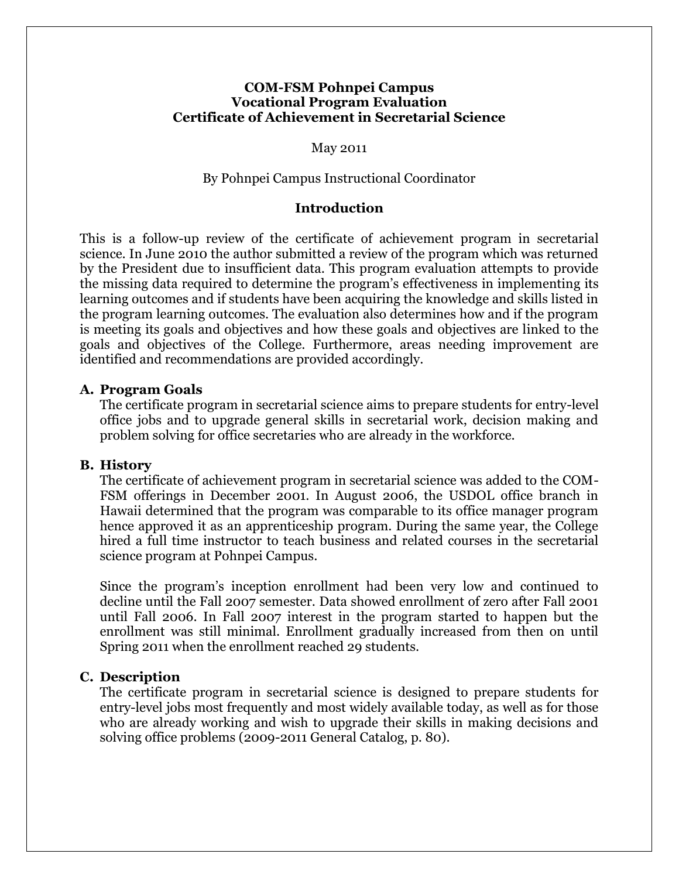# COM-FSM Pohnpei Campus
# Vocational Program Evaluation
# Certificate of Achievement in Secretarial Science

May 2011

By Pohnpei Campus Instructional Coordinator

## Introduction

This is a follow-up review of the certificate of achievement program in secretarial science. In June 2010 the author submitted a review of the program which was returned by the President due to insufficient data. This program evaluation attempts to provide the missing data required to determine the program's effectiveness in implementing its learning outcomes and if students have been acquiring the knowledge and skills listed in the program learning outcomes. The evaluation also determines how and if the program is meeting its goals and objectives and how these goals and objectives are linked to the goals and objectives of the College. Furthermore, areas needing improvement are identified and recommendations are provided accordingly.

### A. Program Goals

The certificate program in secretarial science aims to prepare students for entry-level office jobs and to upgrade general skills in secretarial work, decision making and problem solving for office secretaries who are already in the workforce.

### B. History

The certificate of achievement program in secretarial science was added to the COM-FSM offerings in December 2001. In August 2006, the USDOL office branch in Hawaii determined that the program was comparable to its office manager program hence approved it as an apprenticeship program. During the same year, the College hired a full time instructor to teach business and related courses in the secretarial science program at Pohnpei Campus.

Since the program's inception enrollment had been very low and continued to decline until the Fall 2007 semester. Data showed enrollment of zero after Fall 2001 until Fall 2006. In Fall 2007 interest in the program started to happen but the enrollment was still minimal. Enrollment gradually increased from then on until Spring 2011 when the enrollment reached 29 students.

### C. Description

The certificate program in secretarial science is designed to prepare students for entry-level jobs most frequently and most widely available today, as well as for those who are already working and wish to upgrade their skills in making decisions and solving office problems (2009-2011 General Catalog, p. 80).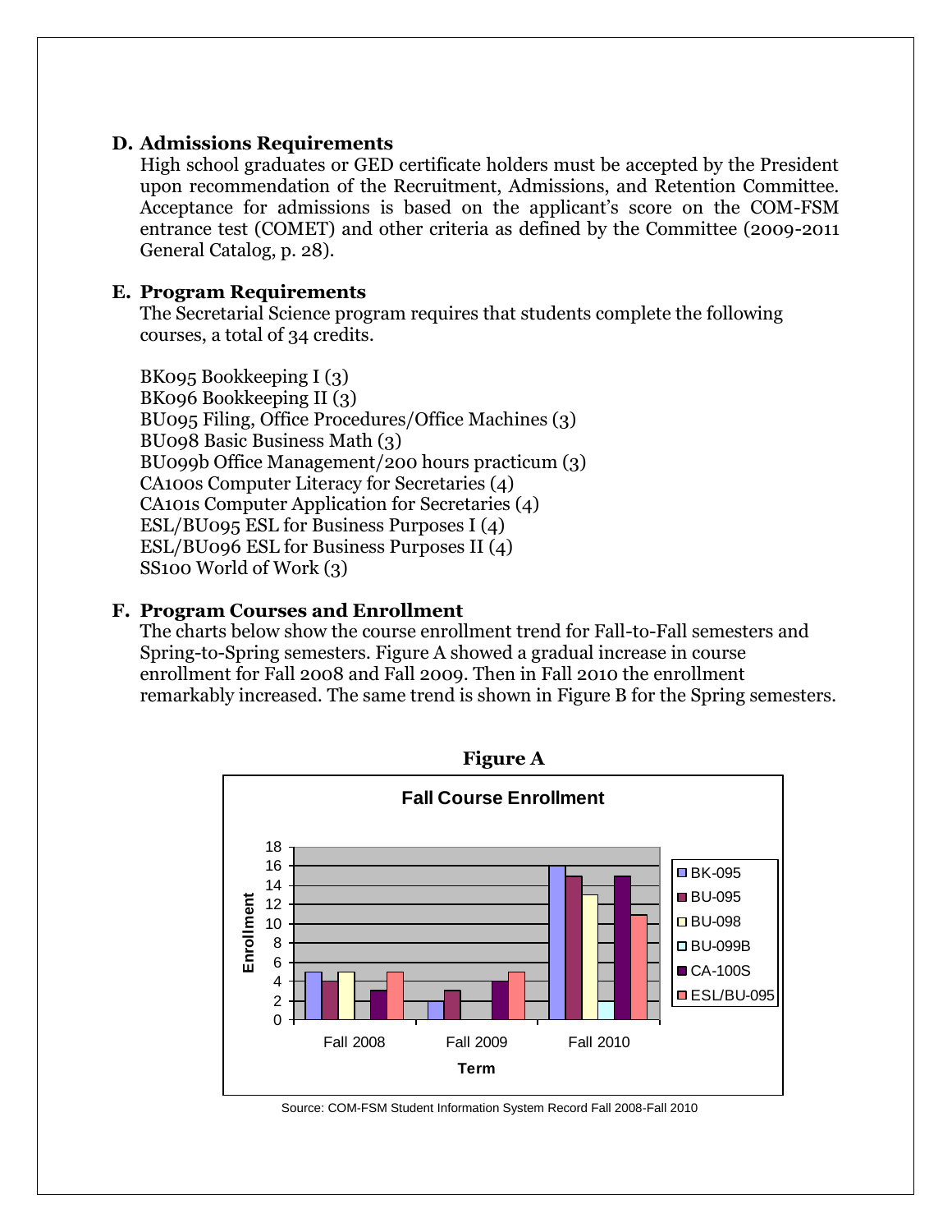**D. Admissions Requirements**

High school graduates or GED certificate holders must be accepted by the President upon recommendation of the Recruitment, Admissions, and Retention Committee. Acceptance for admissions is based on the applicant's score on the COM-FSM entrance test (COMET) and other criteria as defined by the Committee (2009-2011 General Catalog, p. 28).

**E. Program Requirements**

The Secretarial Science program requires that students complete the following courses, a total of 34 credits.

BK095 Bookkeeping I (3)
BK096 Bookkeeping II (3)
BU095 Filing, Office Procedures/Office Machines (3)
BU098 Basic Business Math (3)
BU099b Office Management/200 hours practicum (3)
CA100s Computer Literacy for Secretaries (4)
CA101s Computer Application for Secretaries (4)
ESL/BU095 ESL for Business Purposes I (4)
ESL/BU096 ESL for Business Purposes II (4)
SS100 World of Work (3)

**F. Program Courses and Enrollment**

The charts below show the course enrollment trend for Fall-to-Fall semesters and Spring-to-Spring semesters. Figure A showed a gradual increase in course enrollment for Fall 2008 and Fall 2009. Then in Fall 2010 the enrollment remarkably increased. The same trend is shown in Figure B for the Spring semesters.

**Figure A**

Fall Course Enrollment

Source: COM-FSM Student Information System Record Fall 2008-Fall 2010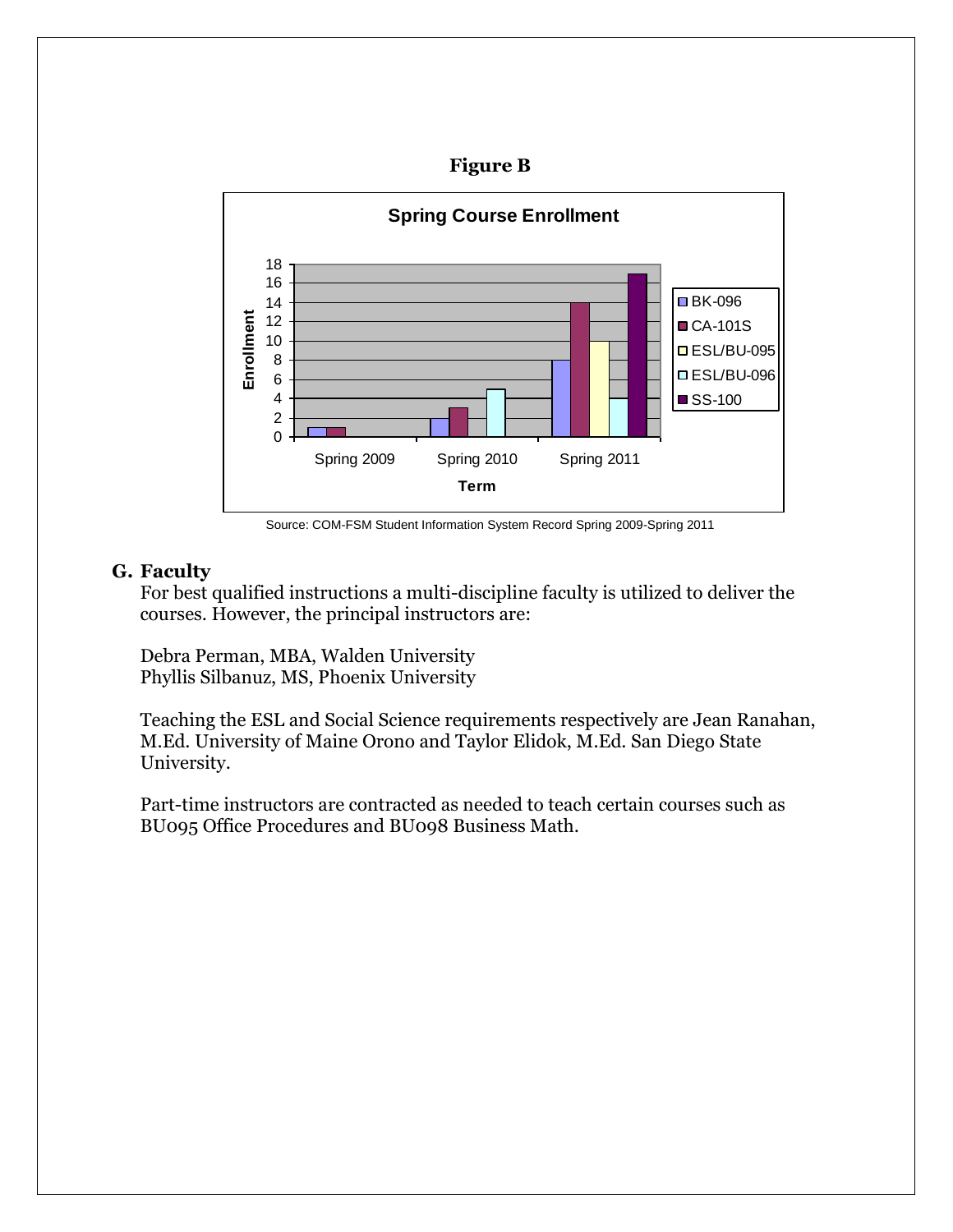**Figure B**

**Spring Course Enrollment**

| Term | BK-096 | CA-101S | ESL/BU-095 | ESL/BU-096 | SS-100 |
|---|---|---|---|---|---|
| Spring 2009 | 1 | 1 | | | |
| Spring 2010 | 2 | 3 | | 5 | |
| Spring 2011 | 8 | 14 | 10 | 4 | 17 |

Source: COM-FSM Student Information System Record Spring 2009-Spring 2011

## G. Faculty

For best qualified instructions a multi-discipline faculty is utilized to deliver the courses. However, the principal instructors are:

Debra Perman, MBA, Walden University
Phyllis Silbanuz, MS, Phoenix University

Teaching the ESL and Social Science requirements respectively are Jean Ranahan, M.Ed. University of Maine Orono and Taylor Elidok, M.Ed. San Diego State University.

Part-time instructors are contracted as needed to teach certain courses such as BU095 Office Procedures and BU098 Business Math.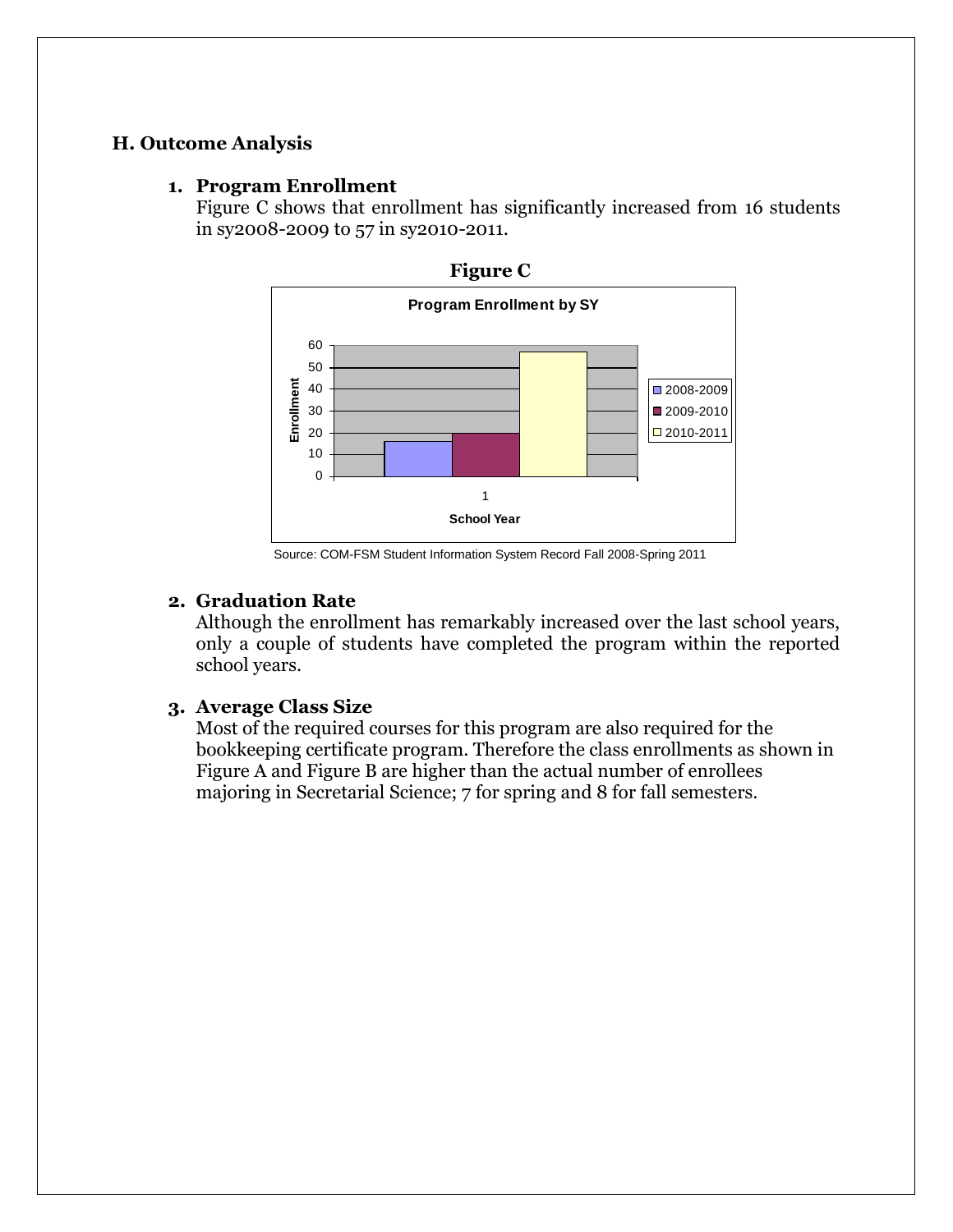## H. Outcome Analysis

1. **Program Enrollment**
   Figure C shows that enrollment has significantly increased from 16 students in sy2008-2009 to 57 in sy2010-2011.

**Figure C**

Source: COM-FSM Student Information System Record Fall 2008-Spring 2011

2. **Graduation Rate**
   Although the enrollment has remarkably increased over the last school years, only a couple of students have completed the program within the reported school years.

3. **Average Class Size**
   Most of the required courses for this program are also required for the bookkeeping certificate program. Therefore the class enrollments as shown in Figure A and Figure B are higher than the actual number of enrollees majoring in Secretarial Science; 7 for spring and 8 for fall semesters.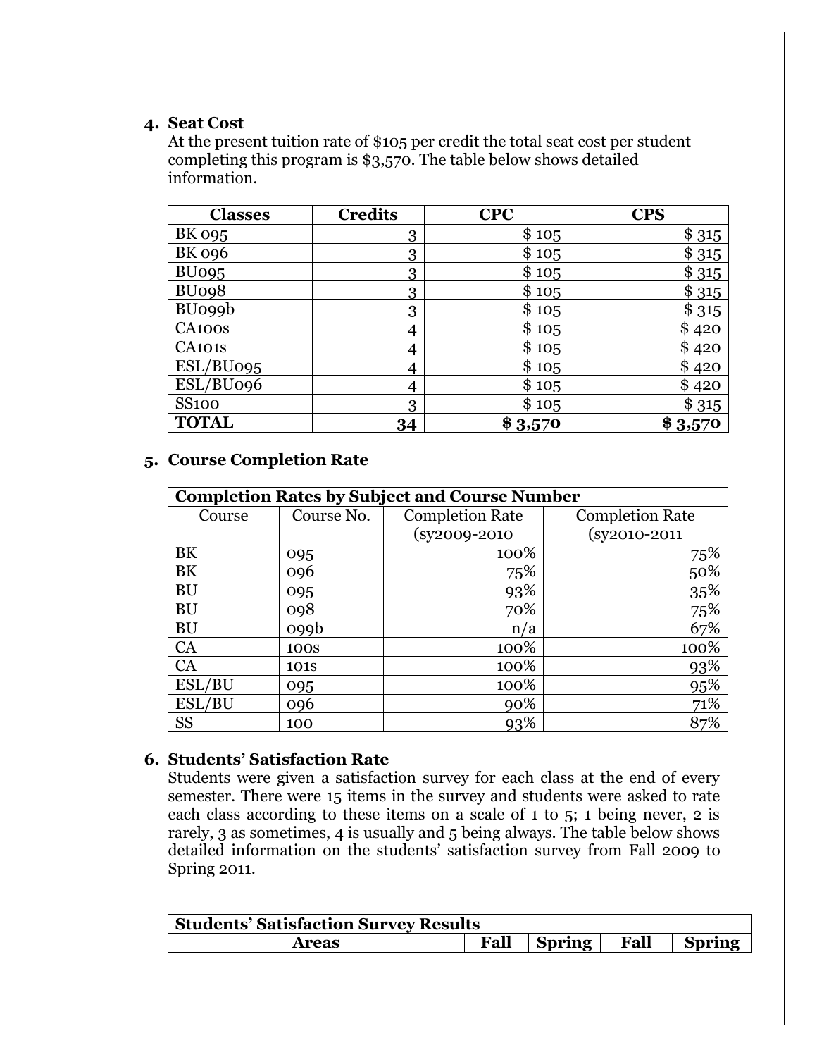## 4. Seat Cost

At the present tuition rate of $105 per credit the total seat cost per student completing this program is $3,570. The table below shows detailed information.

| Classes | Credits | CPC | CPS |
|---|---|---|---|
| BK 095 | 3 | $ 105 | $ 315 |
| BK 096 | 3 | $ 105 | $ 315 |
| BU095 | 3 | $ 105 | $ 315 |
| BU098 | 3 | $ 105 | $ 315 |
| BU099b | 3 | $ 105 | $ 315 |
| CA100s | 4 | $ 105 | $ 420 |
| CA101s | 4 | $ 105 | $ 420 |
| ESL/BU095 | 4 | $ 105 | $ 420 |
| ESL/BU096 | 4 | $ 105 | $ 420 |
| SS100 | 3 | $ 105 | $ 315 |
| **TOTAL** | **34** | **$ 3,570** | **$ 3,570** |

## 5. Course Completion Rate

| **Completion Rates by Subject and Course Number** | | | |
|---|---|---|---|
| Course | Course No. | Completion Rate (sy2009-2010 | Completion Rate (sy2010-2011 |
| BK | 095 | 100% | 75% |
| BK | 096 | 75% | 50% |
| BU | 095 | 93% | 35% |
| BU | 098 | 70% | 75% |
| BU | 099b | n/a | 67% |
| CA | 100s | 100% | 100% |
| CA | 101s | 100% | 93% |
| ESL/BU | 095 | 100% | 95% |
| ESL/BU | 096 | 90% | 71% |
| SS | 100 | 93% | 87% |

## 6. Students' Satisfaction Rate

Students were given a satisfaction survey for each class at the end of every semester. There were 15 items in the survey and students were asked to rate each class according to these items on a scale of 1 to 5; 1 being never, 2 is rarely, 3 as sometimes, 4 is usually and 5 being always. The table below shows detailed information on the students' satisfaction survey from Fall 2009 to Spring 2011.

| **Students' Satisfaction Survey Results** | | | | |
|---|---|---|---|---|
| **Areas** | **Fall** | **Spring** | **Fall** | **Spring** |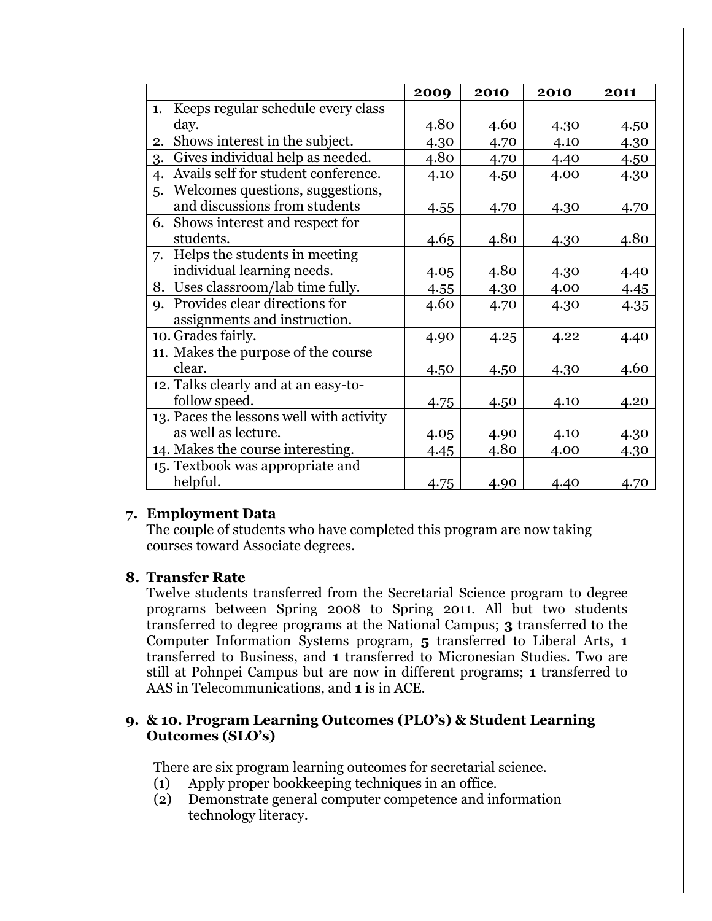| | 2009 | 2010 | 2010 | 2011 |
|---|---|---|---|---|
| 1. Keeps regular schedule every class day. | 4.80 | 4.60 | 4.30 | 4.50 |
| 2. Shows interest in the subject. | 4.30 | 4.70 | 4.10 | 4.30 |
| 3. Gives individual help as needed. | 4.80 | 4.70 | 4.40 | 4.50 |
| 4. Avails self for student conference. | 4.10 | 4.50 | 4.00 | 4.30 |
| 5. Welcomes questions, suggestions, and discussions from students | 4.55 | 4.70 | 4.30 | 4.70 |
| 6. Shows interest and respect for students. | 4.65 | 4.80 | 4.30 | 4.80 |
| 7. Helps the students in meeting individual learning needs. | 4.05 | 4.80 | 4.30 | 4.40 |
| 8. Uses classroom/lab time fully. | 4.55 | 4.30 | 4.00 | 4.45 |
| 9. Provides clear directions for assignments and instruction. | 4.60 | 4.70 | 4.30 | 4.35 |
| 10. Grades fairly. | 4.90 | 4.25 | 4.22 | 4.40 |
| 11. Makes the purpose of the course clear. | 4.50 | 4.50 | 4.30 | 4.60 |
| 12. Talks clearly and at an easy-to-follow speed. | 4.75 | 4.50 | 4.10 | 4.20 |
| 13. Paces the lessons well with activity as well as lecture. | 4.05 | 4.90 | 4.10 | 4.30 |
| 14. Makes the course interesting. | 4.45 | 4.80 | 4.00 | 4.30 |
| 15. Textbook was appropriate and helpful. | 4.75 | 4.90 | 4.40 | 4.70 |

**7. Employment Data**

The couple of students who have completed this program are now taking courses toward Associate degrees.

**8. Transfer Rate**

Twelve students transferred from the Secretarial Science program to degree programs between Spring 2008 to Spring 2011. All but two students transferred to degree programs at the National Campus; **3** transferred to the Computer Information Systems program, **5** transferred to Liberal Arts, **1** transferred to Business, and **1** transferred to Micronesian Studies. Two are still at Pohnpei Campus but are now in different programs; **1** transferred to AAS in Telecommunications, and **1** is in ACE.

**9. & 10. Program Learning Outcomes (PLO's) & Student Learning Outcomes (SLO's)**

There are six program learning outcomes for secretarial science.

(1) Apply proper bookkeeping techniques in an office.
(2) Demonstrate general computer competence and information technology literacy.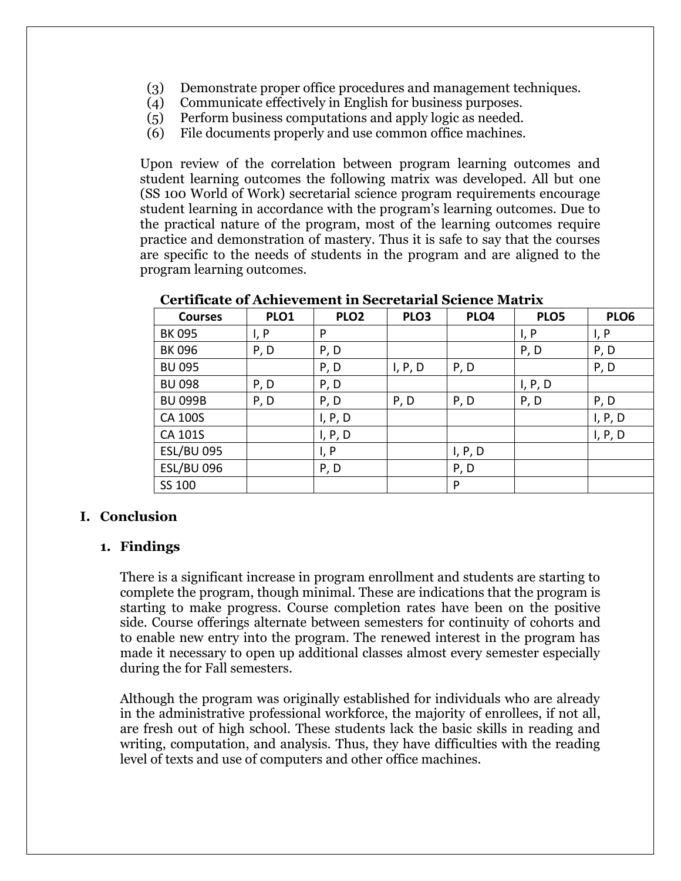(3) Demonstrate proper office procedures and management techniques.
(4) Communicate effectively in English for business purposes.
(5) Perform business computations and apply logic as needed.
(6) File documents properly and use common office machines.

Upon review of the correlation between program learning outcomes and student learning outcomes the following matrix was developed. All but one (SS 100 World of Work) secretarial science program requirements encourage student learning in accordance with the program's learning outcomes. Due to the practical nature of the program, most of the learning outcomes require practice and demonstration of mastery. Thus it is safe to say that the courses are specific to the needs of students in the program and are aligned to the program learning outcomes.

**Certificate of Achievement in Secretarial Science Matrix**

| Courses | PLO1 | PLO2 | PLO3 | PLO4 | PLO5 | PLO6 |
|---|---|---|---|---|---|---|
| BK 095 | I, P | P | | | I, P | I, P |
| BK 096 | P, D | P, D | | | P, D | P, D |
| BU 095 | | P, D | I, P, D | P, D | | P, D |
| BU 098 | P, D | P, D | | | I, P, D | |
| BU 099B | P, D | P, D | P, D | P, D | P, D | P, D |
| CA 100S | | I, P, D | | | | I, P, D |
| CA 101S | | I, P, D | | | | I, P, D |
| ESL/BU 095 | | I, P | | I, P, D | | |
| ESL/BU 096 | | P, D | | P, D | | |
| SS 100 | | | | P | | |

# I. Conclusion

## 1. Findings

There is a significant increase in program enrollment and students are starting to complete the program, though minimal. These are indications that the program is starting to make progress. Course completion rates have been on the positive side. Course offerings alternate between semesters for continuity of cohorts and to enable new entry into the program. The renewed interest in the program has made it necessary to open up additional classes almost every semester especially during the for Fall semesters.

Although the program was originally established for individuals who are already in the administrative professional workforce, the majority of enrollees, if not all, are fresh out of high school. These students lack the basic skills in reading and writing, computation, and analysis. Thus, they have difficulties with the reading level of texts and use of computers and other office machines.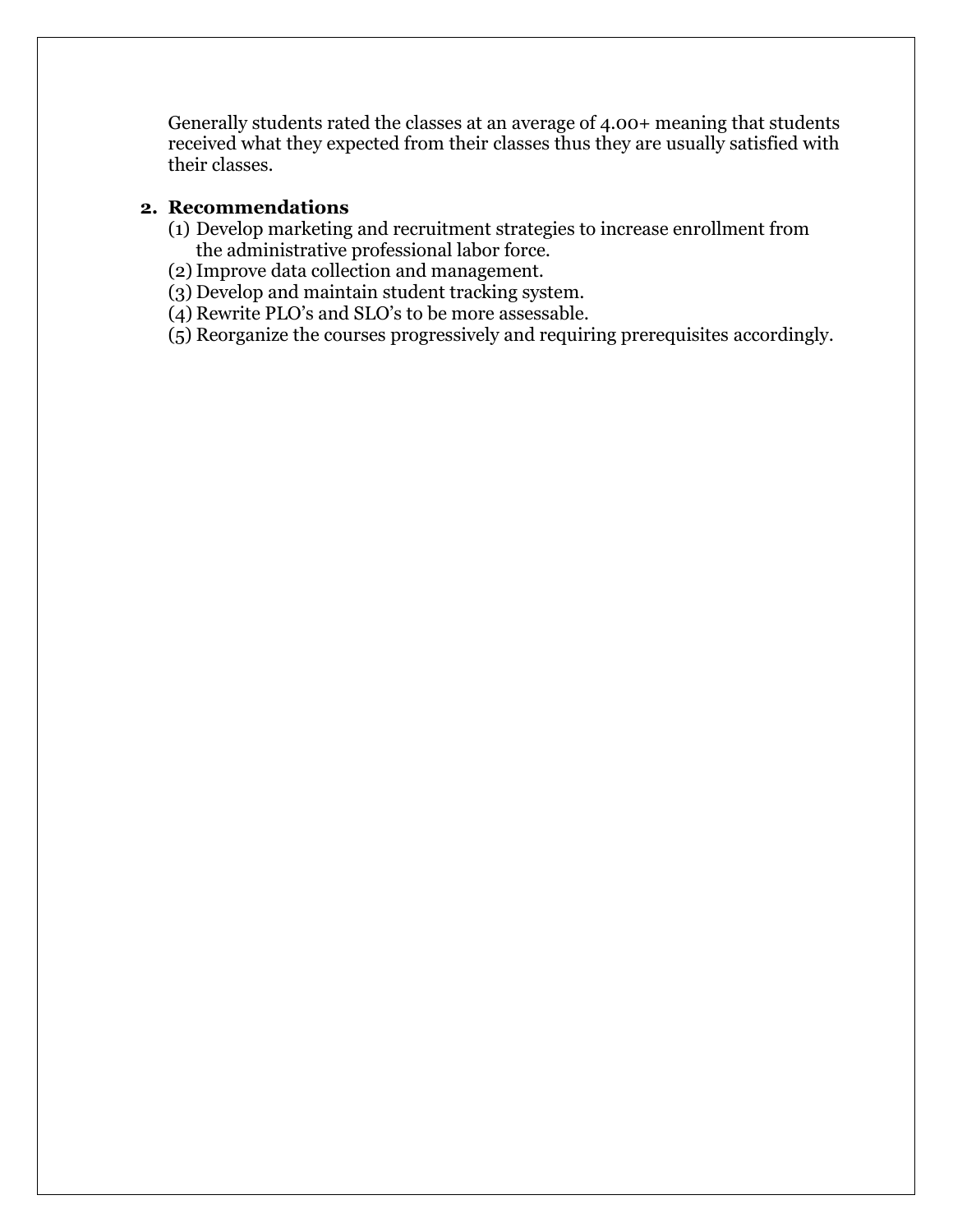Generally students rated the classes at an average of 4.00+ meaning that students received what they expected from their classes thus they are usually satisfied with their classes.

## 2. Recommendations

(1) Develop marketing and recruitment strategies to increase enrollment from the administrative professional labor force.
(2) Improve data collection and management.
(3) Develop and maintain student tracking system.
(4) Rewrite PLO's and SLO's to be more assessable.
(5) Reorganize the courses progressively and requiring prerequisites accordingly.